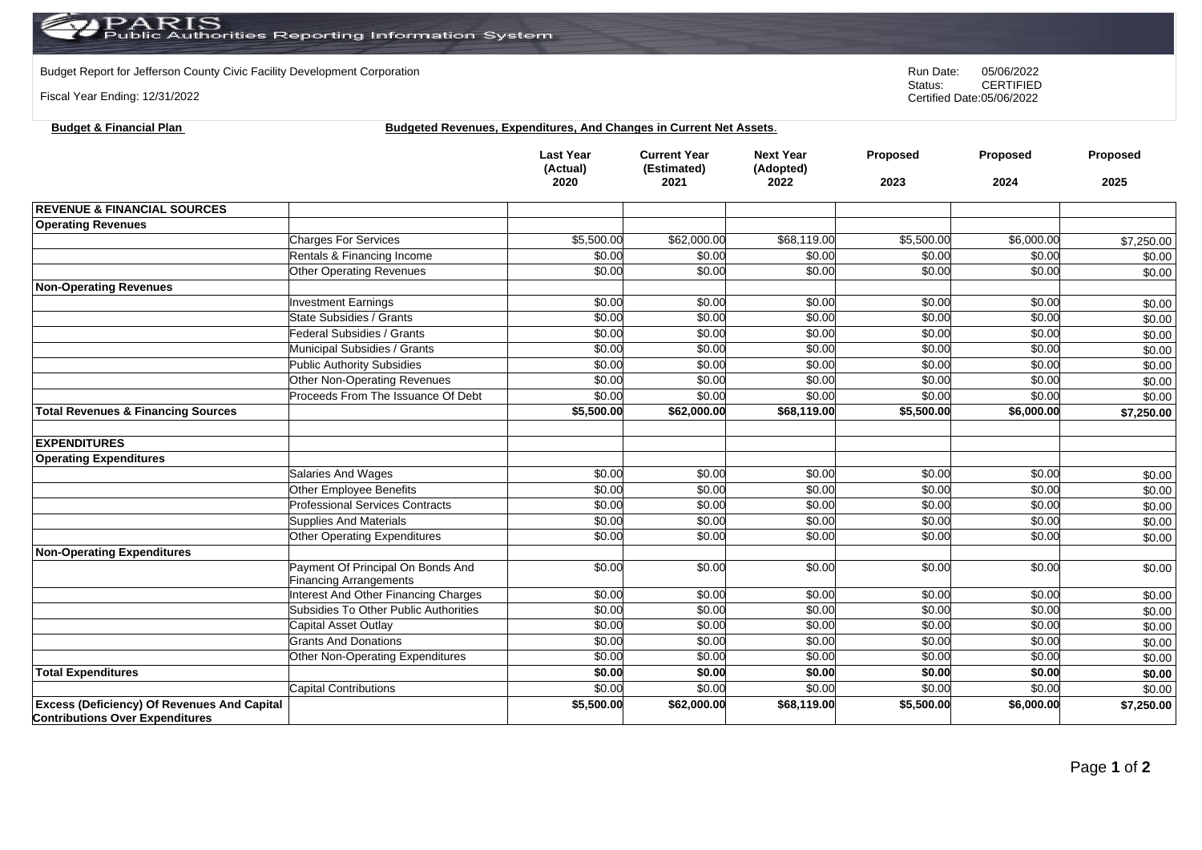# PARIS Public Authorities Reporting Information System

Budget Report for Jefferson County Civic Facility Development Corporation

Fiscal Year Ending: 12/31/2022

Run Date: 05/06/2022
Status: CERTIFIED
Certified Date: 05/06/2022

**Budget & Financial Plan** **Budgeted Revenues, Expenditures, And Changes in Current Net Assets.**

| | | Last Year (Actual) 2020 | Current Year (Estimated) 2021 | Next Year (Adopted) 2022 | Proposed 2023 | Proposed 2024 | Proposed 2025 |
|---|---|---|---|---|---|---|---|
| **REVENUE & FINANCIAL SOURCES** | | | | | | | |
| **Operating Revenues** | | | | | | | |
| | Charges For Services | $5,500.00 | $62,000.00 | $68,119.00 | $5,500.00 | $6,000.00 | $7,250.00 |
| | Rentals & Financing Income | $0.00 | $0.00 | $0.00 | $0.00 | $0.00 | $0.00 |
| | Other Operating Revenues | $0.00 | $0.00 | $0.00 | $0.00 | $0.00 | $0.00 |
| **Non-Operating Revenues** | | | | | | | |
| | Investment Earnings | $0.00 | $0.00 | $0.00 | $0.00 | $0.00 | $0.00 |
| | State Subsidies / Grants | $0.00 | $0.00 | $0.00 | $0.00 | $0.00 | $0.00 |
| | Federal Subsidies / Grants | $0.00 | $0.00 | $0.00 | $0.00 | $0.00 | $0.00 |
| | Municipal Subsidies / Grants | $0.00 | $0.00 | $0.00 | $0.00 | $0.00 | $0.00 |
| | Public Authority Subsidies | $0.00 | $0.00 | $0.00 | $0.00 | $0.00 | $0.00 |
| | Other Non-Operating Revenues | $0.00 | $0.00 | $0.00 | $0.00 | $0.00 | $0.00 |
| | Proceeds From The Issuance Of Debt | $0.00 | $0.00 | $0.00 | $0.00 | $0.00 | $0.00 |
| **Total Revenues & Financing Sources** | | **$5,500.00** | **$62,000.00** | **$68,119.00** | **$5,500.00** | **$6,000.00** | **$7,250.00** |
| | | | | | | | |
| **EXPENDITURES** | | | | | | | |
| **Operating Expenditures** | | | | | | | |
| | Salaries And Wages | $0.00 | $0.00 | $0.00 | $0.00 | $0.00 | $0.00 |
| | Other Employee Benefits | $0.00 | $0.00 | $0.00 | $0.00 | $0.00 | $0.00 |
| | Professional Services Contracts | $0.00 | $0.00 | $0.00 | $0.00 | $0.00 | $0.00 |
| | Supplies And Materials | $0.00 | $0.00 | $0.00 | $0.00 | $0.00 | $0.00 |
| | Other Operating Expenditures | $0.00 | $0.00 | $0.00 | $0.00 | $0.00 | $0.00 |
| **Non-Operating Expenditures** | | | | | | | |
| | Payment Of Principal On Bonds And Financing Arrangements | $0.00 | $0.00 | $0.00 | $0.00 | $0.00 | $0.00 |
| | Interest And Other Financing Charges | $0.00 | $0.00 | $0.00 | $0.00 | $0.00 | $0.00 |
| | Subsidies To Other Public Authorities | $0.00 | $0.00 | $0.00 | $0.00 | $0.00 | $0.00 |
| | Capital Asset Outlay | $0.00 | $0.00 | $0.00 | $0.00 | $0.00 | $0.00 |
| | Grants And Donations | $0.00 | $0.00 | $0.00 | $0.00 | $0.00 | $0.00 |
| | Other Non-Operating Expenditures | $0.00 | $0.00 | $0.00 | $0.00 | $0.00 | $0.00 |
| **Total Expenditures** | | **$0.00** | **$0.00** | **$0.00** | **$0.00** | **$0.00** | **$0.00** |
| | Capital Contributions | $0.00 | $0.00 | $0.00 | $0.00 | $0.00 | $0.00 |
| **Excess (Deficiency) Of Revenues And Capital Contributions Over Expenditures** | | **$5,500.00** | **$62,000.00** | **$68,119.00** | **$5,500.00** | **$6,000.00** | **$7,250.00** |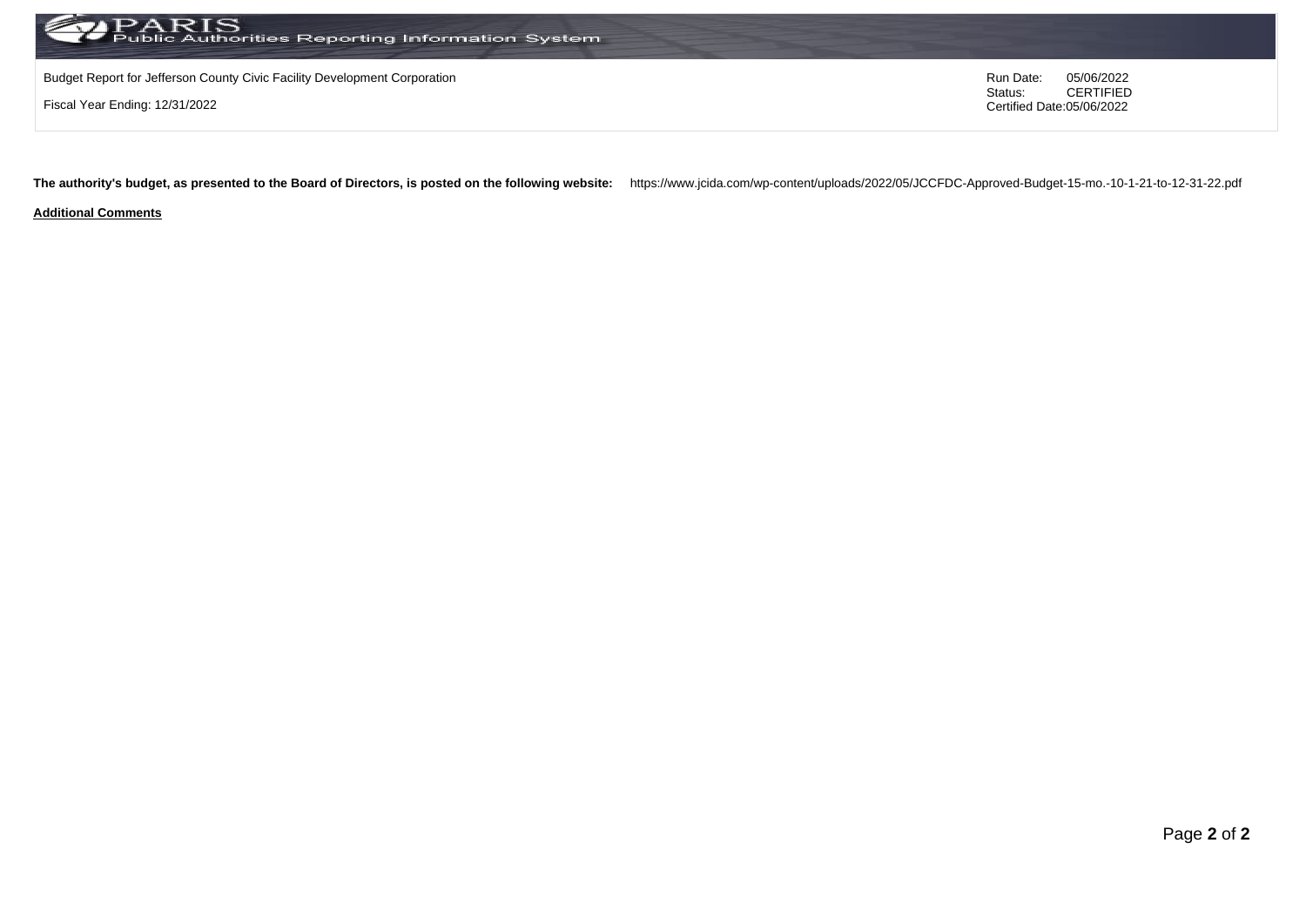Budget Report for Jefferson County Civic Facility Development Corporation

Fiscal Year Ending: 12/31/2022

Run Date: 05/06/2022
Status: CERTIFIED
Certified Date:05/06/2022

**The authority's budget, as presented to the Board of Directors, is posted on the following website:** https://www.jcida.com/wp-content/uploads/2022/05/JCCFDC-Approved-Budget-15-mo.-10-1-21-to-12-31-22.pdf

**Additional Comments**